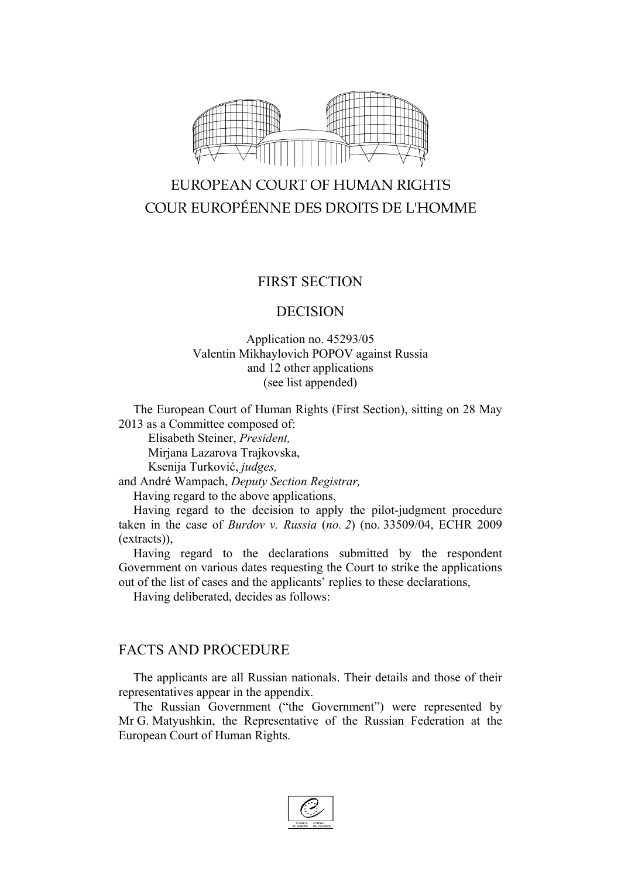EUROPEAN COURT OF HUMAN RIGHTS
COUR EUROPÉENNE DES DROITS DE L'HOMME

FIRST SECTION

DECISION

Application no. 45293/05
Valentin Mikhaylovich POPOV against Russia
and 12 other applications
(see list appended)

The European Court of Human Rights (First Section), sitting on 28 May 2013 as a Committee composed of:

Elisabeth Steiner, *President,*
Mirjana Lazarova Trajkovska,
Ksenija Turković, *judges,*
and André Wampach, *Deputy Section Registrar,*

Having regard to the above applications,

Having regard to the decision to apply the pilot-judgment procedure taken in the case of *Burdov v. Russia* (*no. 2*) (no. 33509/04, ECHR 2009 (extracts)),

Having regard to the declarations submitted by the respondent Government on various dates requesting the Court to strike the applications out of the list of cases and the applicants' replies to these declarations,

Having deliberated, decides as follows:

## FACTS AND PROCEDURE

The applicants are all Russian nationals. Their details and those of their representatives appear in the appendix.

The Russian Government ("the Government") were represented by Mr G. Matyushkin, the Representative of the Russian Federation at the European Court of Human Rights.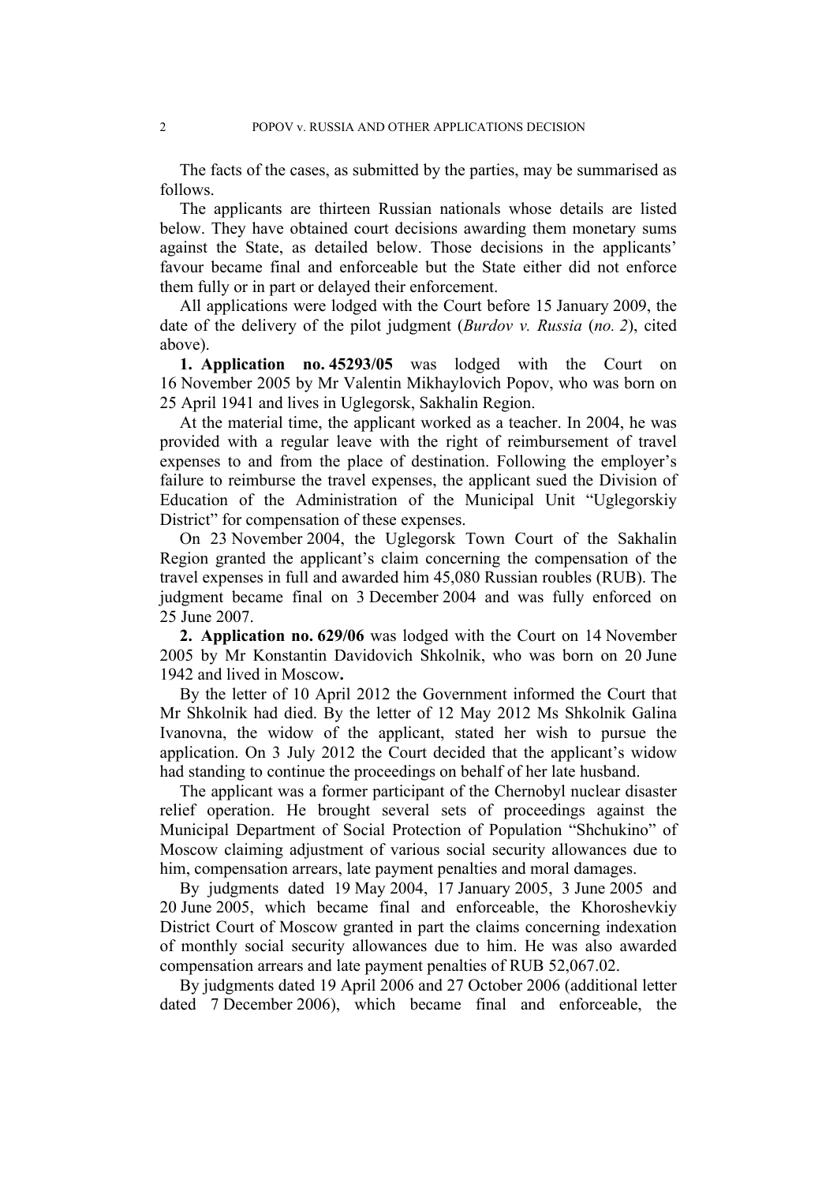The facts of the cases, as submitted by the parties, may be summarised as follows.

The applicants are thirteen Russian nationals whose details are listed below. They have obtained court decisions awarding them monetary sums against the State, as detailed below. Those decisions in the applicants' favour became final and enforceable but the State either did not enforce them fully or in part or delayed their enforcement.

All applications were lodged with the Court before 15 January 2009, the date of the delivery of the pilot judgment (*Burdov v. Russia* (*no. 2*), cited above).

**1. Application no. 45293/05** was lodged with the Court on 16 November 2005 by Mr Valentin Mikhaylovich Popov, who was born on 25 April 1941 and lives in Uglegorsk, Sakhalin Region.

At the material time, the applicant worked as a teacher. In 2004, he was provided with a regular leave with the right of reimbursement of travel expenses to and from the place of destination. Following the employer's failure to reimburse the travel expenses, the applicant sued the Division of Education of the Administration of the Municipal Unit "Uglegorskiy District" for compensation of these expenses.

On 23 November 2004, the Uglegorsk Town Court of the Sakhalin Region granted the applicant's claim concerning the compensation of the travel expenses in full and awarded him 45,080 Russian roubles (RUB). The judgment became final on 3 December 2004 and was fully enforced on 25 June 2007.

**2. Application no. 629/06** was lodged with the Court on 14 November 2005 by Mr Konstantin Davidovich Shkolnik, who was born on 20 June 1942 and lived in Moscow**.**

By the letter of 10 April 2012 the Government informed the Court that Mr Shkolnik had died. By the letter of 12 May 2012 Ms Shkolnik Galina Ivanovna, the widow of the applicant, stated her wish to pursue the application. On 3 July 2012 the Court decided that the applicant's widow had standing to continue the proceedings on behalf of her late husband.

The applicant was a former participant of the Chernobyl nuclear disaster relief operation. He brought several sets of proceedings against the Municipal Department of Social Protection of Population "Shchukino" of Moscow claiming adjustment of various social security allowances due to him, compensation arrears, late payment penalties and moral damages.

By judgments dated 19 May 2004, 17 January 2005, 3 June 2005 and 20 June 2005, which became final and enforceable, the Khoroshevkiy District Court of Moscow granted in part the claims concerning indexation of monthly social security allowances due to him. He was also awarded compensation arrears and late payment penalties of RUB 52,067.02.

By judgments dated 19 April 2006 and 27 October 2006 (additional letter dated 7 December 2006), which became final and enforceable, the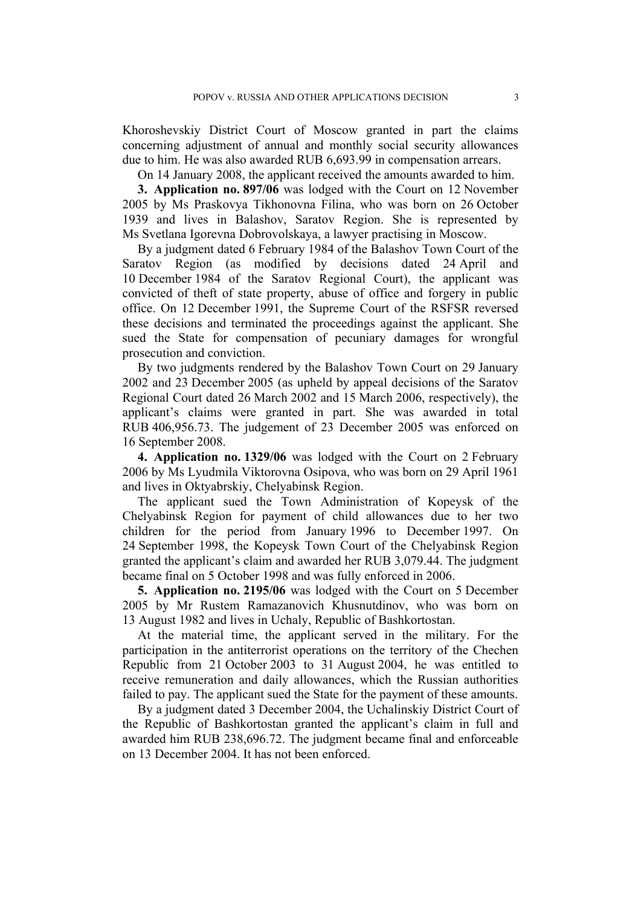Khoroshevskiy District Court of Moscow granted in part the claims concerning adjustment of annual and monthly social security allowances due to him. He was also awarded RUB 6,693.99 in compensation arrears.

On 14 January 2008, the applicant received the amounts awarded to him.

**3. Application no. 897/06** was lodged with the Court on 12 November 2005 by Ms Praskovya Tikhonovna Filina, who was born on 26 October 1939 and lives in Balashov, Saratov Region. She is represented by Ms Svetlana Igorevna Dobrovolskaya, a lawyer practising in Moscow.

By a judgment dated 6 February 1984 of the Balashov Town Court of the Saratov Region (as modified by decisions dated 24 April and 10 December 1984 of the Saratov Regional Court), the applicant was convicted of theft of state property, abuse of office and forgery in public office. On 12 December 1991, the Supreme Court of the RSFSR reversed these decisions and terminated the proceedings against the applicant. She sued the State for compensation of pecuniary damages for wrongful prosecution and conviction.

By two judgments rendered by the Balashov Town Court on 29 January 2002 and 23 December 2005 (as upheld by appeal decisions of the Saratov Regional Court dated 26 March 2002 and 15 March 2006, respectively), the applicant's claims were granted in part. She was awarded in total RUB 406,956.73. The judgement of 23 December 2005 was enforced on 16 September 2008.

**4. Application no. 1329/06** was lodged with the Court on 2 February 2006 by Ms Lyudmila Viktorovna Osipova, who was born on 29 April 1961 and lives in Oktyabrskiy, Chelyabinsk Region.

The applicant sued the Town Administration of Kopeysk of the Chelyabinsk Region for payment of child allowances due to her two children for the period from January 1996 to December 1997. On 24 September 1998, the Kopeysk Town Court of the Chelyabinsk Region granted the applicant's claim and awarded her RUB 3,079.44. The judgment became final on 5 October 1998 and was fully enforced in 2006.

**5. Application no. 2195/06** was lodged with the Court on 5 December 2005 by Mr Rustem Ramazanovich Khusnutdinov, who was born on 13 August 1982 and lives in Uchaly, Republic of Bashkortostan.

At the material time, the applicant served in the military. For the participation in the antiterrorist operations on the territory of the Chechen Republic from 21 October 2003 to 31 August 2004, he was entitled to receive remuneration and daily allowances, which the Russian authorities failed to pay. The applicant sued the State for the payment of these amounts.

By a judgment dated 3 December 2004, the Uchalinskiy District Court of the Republic of Bashkortostan granted the applicant's claim in full and awarded him RUB 238,696.72. The judgment became final and enforceable on 13 December 2004. It has not been enforced.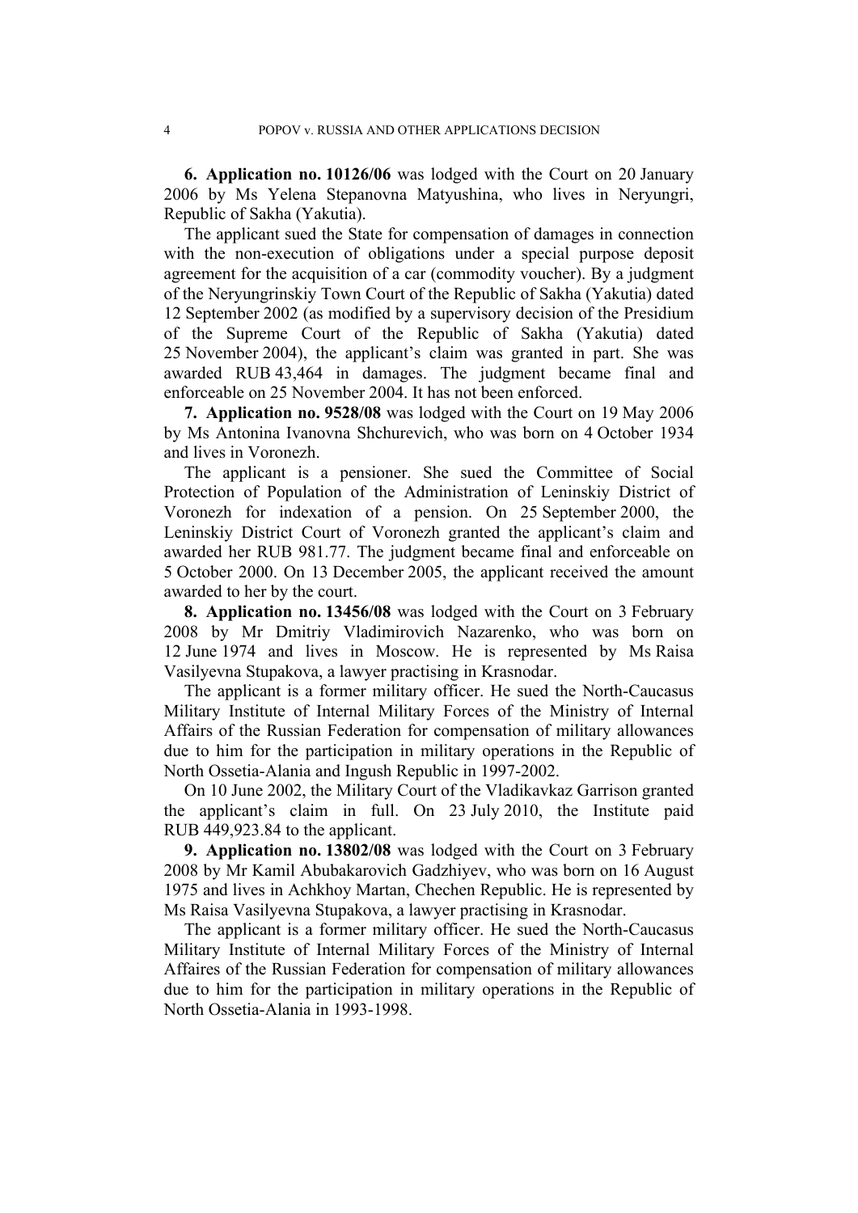**6. Application no. 10126/06** was lodged with the Court on 20 January 2006 by Ms Yelena Stepanovna Matyushina, who lives in Neryungri, Republic of Sakha (Yakutia).

The applicant sued the State for compensation of damages in connection with the non-execution of obligations under a special purpose deposit agreement for the acquisition of a car (commodity voucher). By a judgment of the Neryungrinskiy Town Court of the Republic of Sakha (Yakutia) dated 12 September 2002 (as modified by a supervisory decision of the Presidium of the Supreme Court of the Republic of Sakha (Yakutia) dated 25 November 2004), the applicant's claim was granted in part. She was awarded RUB 43,464 in damages. The judgment became final and enforceable on 25 November 2004. It has not been enforced.

**7. Application no. 9528/08** was lodged with the Court on 19 May 2006 by Ms Antonina Ivanovna Shchurevich, who was born on 4 October 1934 and lives in Voronezh.

The applicant is a pensioner. She sued the Committee of Social Protection of Population of the Administration of Leninskiy District of Voronezh for indexation of a pension. On 25 September 2000, the Leninskiy District Court of Voronezh granted the applicant's claim and awarded her RUB 981.77. The judgment became final and enforceable on 5 October 2000. On 13 December 2005, the applicant received the amount awarded to her by the court.

**8. Application no. 13456/08** was lodged with the Court on 3 February 2008 by Mr Dmitriy Vladimirovich Nazarenko, who was born on 12 June 1974 and lives in Moscow. He is represented by Ms Raisa Vasilyevna Stupakova, a lawyer practising in Krasnodar.

The applicant is a former military officer. He sued the North-Caucasus Military Institute of Internal Military Forces of the Ministry of Internal Affairs of the Russian Federation for compensation of military allowances due to him for the participation in military operations in the Republic of North Ossetia-Alania and Ingush Republic in 1997-2002.

On 10 June 2002, the Military Court of the Vladikavkaz Garrison granted the applicant's claim in full. On 23 July 2010, the Institute paid RUB 449,923.84 to the applicant.

**9. Application no. 13802/08** was lodged with the Court on 3 February 2008 by Mr Kamil Abubakarovich Gadzhiyev, who was born on 16 August 1975 and lives in Achkhoy Martan, Chechen Republic. He is represented by Ms Raisa Vasilyevna Stupakova, a lawyer practising in Krasnodar.

The applicant is a former military officer. He sued the North-Caucasus Military Institute of Internal Military Forces of the Ministry of Internal Affaires of the Russian Federation for compensation of military allowances due to him for the participation in military operations in the Republic of North Ossetia-Alania in 1993-1998.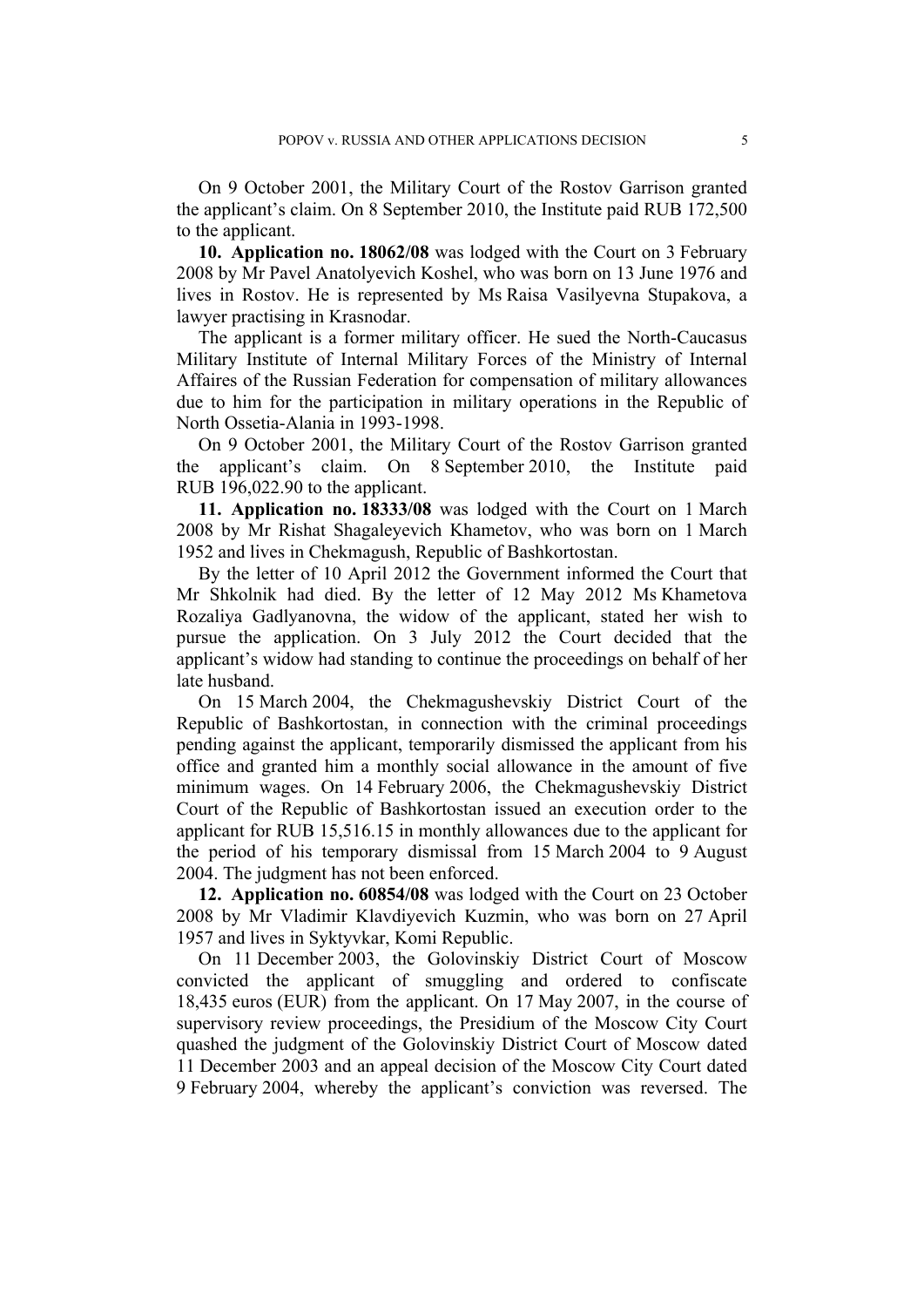On 9 October 2001, the Military Court of the Rostov Garrison granted the applicant's claim. On 8 September 2010, the Institute paid RUB 172,500 to the applicant.

**10. Application no. 18062/08** was lodged with the Court on 3 February 2008 by Mr Pavel Anatolyevich Koshel, who was born on 13 June 1976 and lives in Rostov. He is represented by Ms Raisa Vasilyevna Stupakova, a lawyer practising in Krasnodar.

The applicant is a former military officer. He sued the North-Caucasus Military Institute of Internal Military Forces of the Ministry of Internal Affaires of the Russian Federation for compensation of military allowances due to him for the participation in military operations in the Republic of North Ossetia-Alania in 1993-1998.

On 9 October 2001, the Military Court of the Rostov Garrison granted the applicant's claim. On 8 September 2010, the Institute paid RUB 196,022.90 to the applicant.

**11. Application no. 18333/08** was lodged with the Court on 1 March 2008 by Mr Rishat Shagaleyevich Khametov, who was born on 1 March 1952 and lives in Chekmagush, Republic of Bashkortostan.

By the letter of 10 April 2012 the Government informed the Court that Mr Shkolnik had died. By the letter of 12 May 2012 Ms Khametova Rozaliya Gadlyanovna, the widow of the applicant, stated her wish to pursue the application. On 3 July 2012 the Court decided that the applicant's widow had standing to continue the proceedings on behalf of her late husband.

On 15 March 2004, the Chekmagushevskiy District Court of the Republic of Bashkortostan, in connection with the criminal proceedings pending against the applicant, temporarily dismissed the applicant from his office and granted him a monthly social allowance in the amount of five minimum wages. On 14 February 2006, the Chekmagushevskiy District Court of the Republic of Bashkortostan issued an execution order to the applicant for RUB 15,516.15 in monthly allowances due to the applicant for the period of his temporary dismissal from 15 March 2004 to 9 August 2004. The judgment has not been enforced.

**12. Application no. 60854/08** was lodged with the Court on 23 October 2008 by Mr Vladimir Klavdiyevich Kuzmin, who was born on 27 April 1957 and lives in Syktyvkar, Komi Republic.

On 11 December 2003, the Golovinskiy District Court of Moscow convicted the applicant of smuggling and ordered to confiscate 18,435 euros (EUR) from the applicant. On 17 May 2007, in the course of supervisory review proceedings, the Presidium of the Moscow City Court quashed the judgment of the Golovinskiy District Court of Moscow dated 11 December 2003 and an appeal decision of the Moscow City Court dated 9 February 2004, whereby the applicant's conviction was reversed. The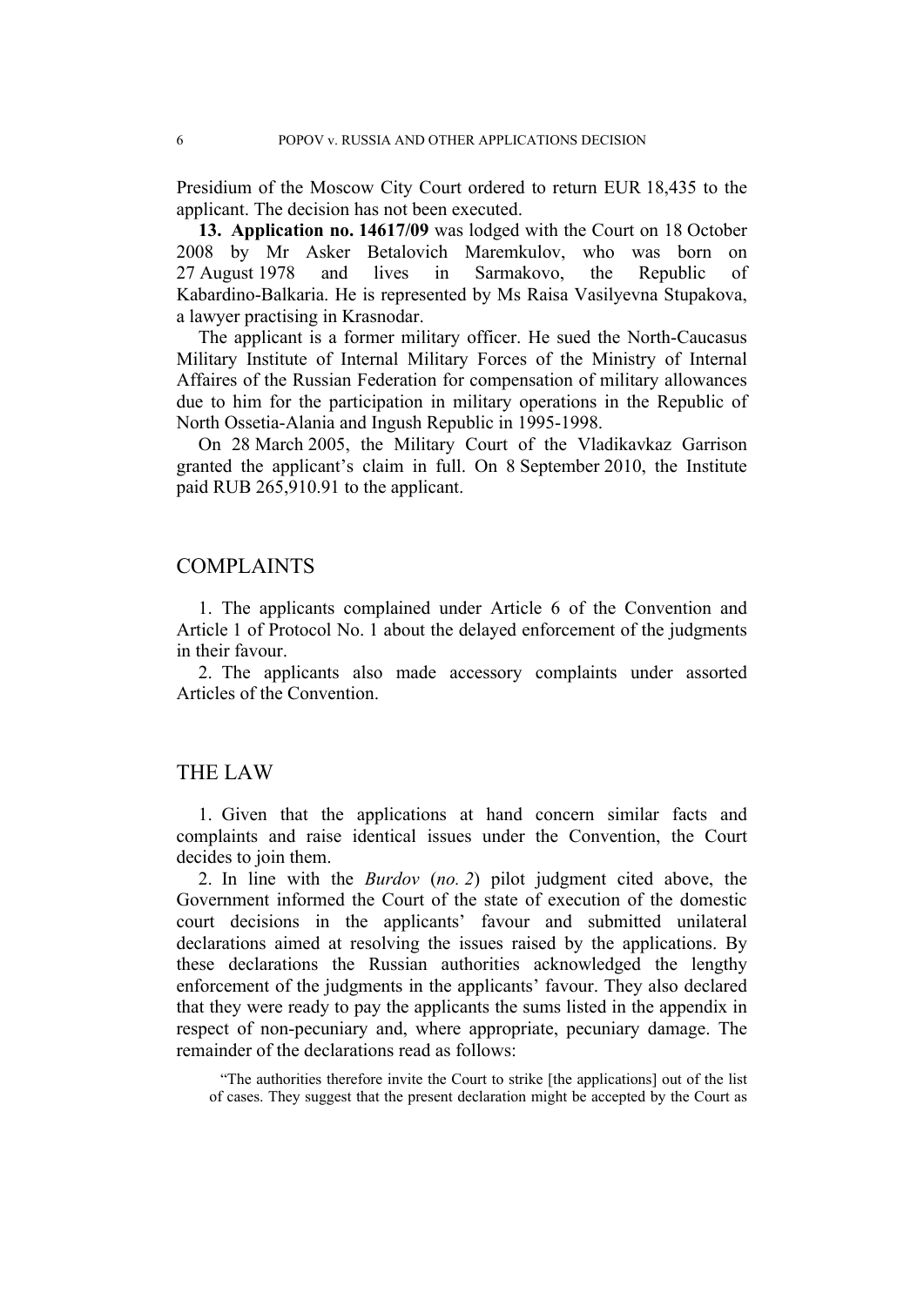Presidium of the Moscow City Court ordered to return EUR 18,435 to the applicant. The decision has not been executed.

**13. Application no. 14617/09** was lodged with the Court on 18 October 2008 by Mr Asker Betalovich Maremkulov, who was born on 27 August 1978 and lives in Sarmakovo, the Republic of Kabardino-Balkaria. He is represented by Ms Raisa Vasilyevna Stupakova, a lawyer practising in Krasnodar.

The applicant is a former military officer. He sued the North-Caucasus Military Institute of Internal Military Forces of the Ministry of Internal Affaires of the Russian Federation for compensation of military allowances due to him for the participation in military operations in the Republic of North Ossetia-Alania and Ingush Republic in 1995-1998.

On 28 March 2005, the Military Court of the Vladikavkaz Garrison granted the applicant's claim in full. On 8 September 2010, the Institute paid RUB 265,910.91 to the applicant.

## COMPLAINTS

1. The applicants complained under Article 6 of the Convention and Article 1 of Protocol No. 1 about the delayed enforcement of the judgments in their favour.

2. The applicants also made accessory complaints under assorted Articles of the Convention.

## THE LAW

1. Given that the applications at hand concern similar facts and complaints and raise identical issues under the Convention, the Court decides to join them.

2. In line with the *Burdov* (*no. 2*) pilot judgment cited above, the Government informed the Court of the state of execution of the domestic court decisions in the applicants' favour and submitted unilateral declarations aimed at resolving the issues raised by the applications. By these declarations the Russian authorities acknowledged the lengthy enforcement of the judgments in the applicants' favour. They also declared that they were ready to pay the applicants the sums listed in the appendix in respect of non-pecuniary and, where appropriate, pecuniary damage. The remainder of the declarations read as follows:

> "The authorities therefore invite the Court to strike [the applications] out of the list of cases. They suggest that the present declaration might be accepted by the Court as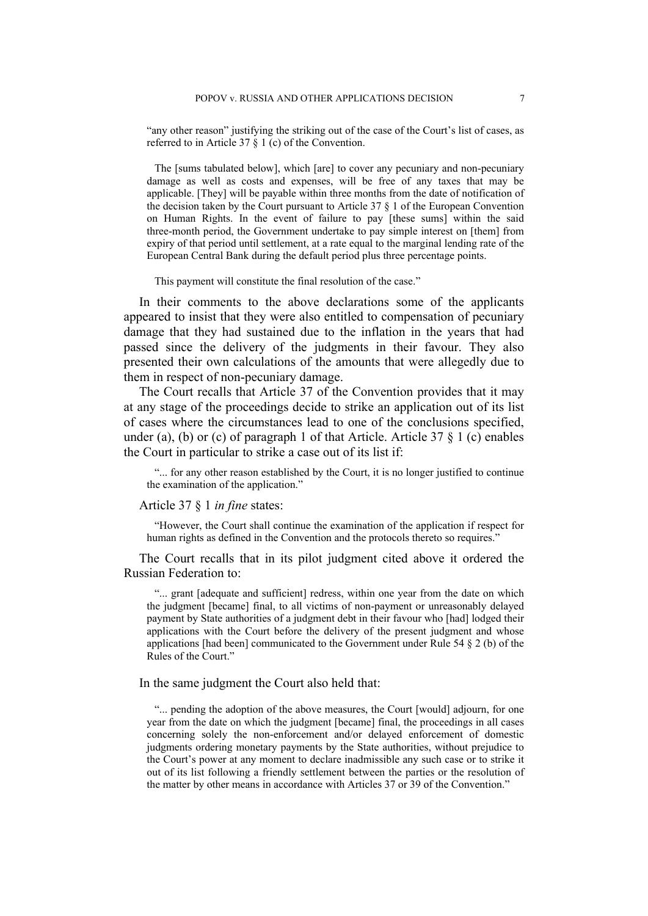> "any other reason" justifying the striking out of the case of the Court's list of cases, as referred to in Article 37 § 1 (c) of the Convention.
>
> The [sums tabulated below], which [are] to cover any pecuniary and non-pecuniary damage as well as costs and expenses, will be free of any taxes that may be applicable. [They] will be payable within three months from the date of notification of the decision taken by the Court pursuant to Article 37 § 1 of the European Convention on Human Rights. In the event of failure to pay [these sums] within the said three-month period, the Government undertake to pay simple interest on [them] from expiry of that period until settlement, at a rate equal to the marginal lending rate of the European Central Bank during the default period plus three percentage points.
>
> This payment will constitute the final resolution of the case."

In their comments to the above declarations some of the applicants appeared to insist that they were also entitled to compensation of pecuniary damage that they had sustained due to the inflation in the years that had passed since the delivery of the judgments in their favour. They also presented their own calculations of the amounts that were allegedly due to them in respect of non-pecuniary damage.

The Court recalls that Article 37 of the Convention provides that it may at any stage of the proceedings decide to strike an application out of its list of cases where the circumstances lead to one of the conclusions specified, under (a), (b) or (c) of paragraph 1 of that Article. Article 37 § 1 (c) enables the Court in particular to strike a case out of its list if:

> "... for any other reason established by the Court, it is no longer justified to continue the examination of the application."

Article 37 § 1 *in fine* states:

> "However, the Court shall continue the examination of the application if respect for human rights as defined in the Convention and the protocols thereto so requires."

The Court recalls that in its pilot judgment cited above it ordered the Russian Federation to:

> "... grant [adequate and sufficient] redress, within one year from the date on which the judgment [became] final, to all victims of non-payment or unreasonably delayed payment by State authorities of a judgment debt in their favour who [had] lodged their applications with the Court before the delivery of the present judgment and whose applications [had been] communicated to the Government under Rule 54 § 2 (b) of the Rules of the Court."

In the same judgment the Court also held that:

> "... pending the adoption of the above measures, the Court [would] adjourn, for one year from the date on which the judgment [became] final, the proceedings in all cases concerning solely the non-enforcement and/or delayed enforcement of domestic judgments ordering monetary payments by the State authorities, without prejudice to the Court's power at any moment to declare inadmissible any such case or to strike it out of its list following a friendly settlement between the parties or the resolution of the matter by other means in accordance with Articles 37 or 39 of the Convention."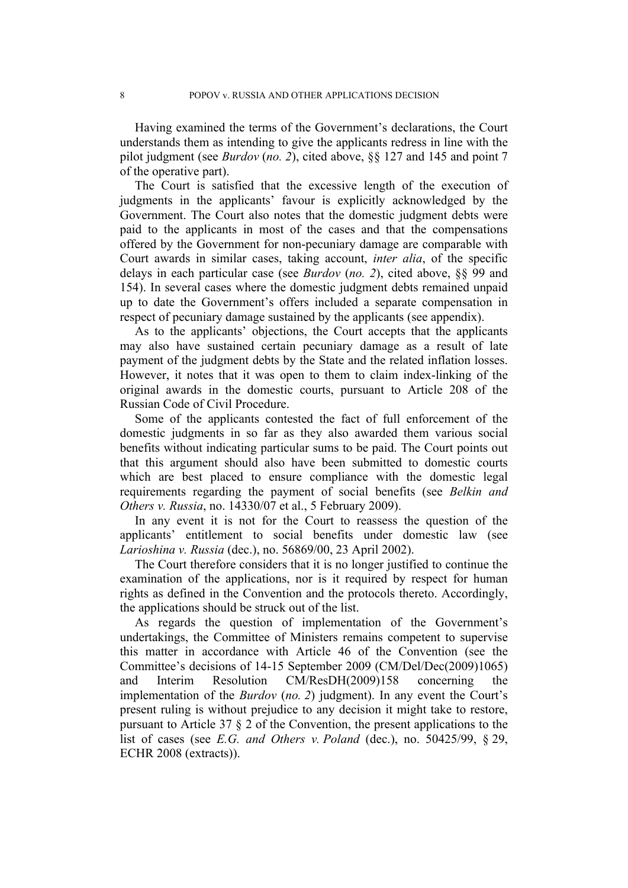Having examined the terms of the Government's declarations, the Court understands them as intending to give the applicants redress in line with the pilot judgment (see *Burdov* (*no. 2*), cited above, §§ 127 and 145 and point 7 of the operative part).

The Court is satisfied that the excessive length of the execution of judgments in the applicants' favour is explicitly acknowledged by the Government. The Court also notes that the domestic judgment debts were paid to the applicants in most of the cases and that the compensations offered by the Government for non-pecuniary damage are comparable with Court awards in similar cases, taking account, *inter alia*, of the specific delays in each particular case (see *Burdov* (*no. 2*), cited above, §§ 99 and 154). In several cases where the domestic judgment debts remained unpaid up to date the Government's offers included a separate compensation in respect of pecuniary damage sustained by the applicants (see appendix).

As to the applicants' objections, the Court accepts that the applicants may also have sustained certain pecuniary damage as a result of late payment of the judgment debts by the State and the related inflation losses. However, it notes that it was open to them to claim index-linking of the original awards in the domestic courts, pursuant to Article 208 of the Russian Code of Civil Procedure.

Some of the applicants contested the fact of full enforcement of the domestic judgments in so far as they also awarded them various social benefits without indicating particular sums to be paid. The Court points out that this argument should also have been submitted to domestic courts which are best placed to ensure compliance with the domestic legal requirements regarding the payment of social benefits (see *Belkin and Others v. Russia*, no. 14330/07 et al., 5 February 2009).

In any event it is not for the Court to reassess the question of the applicants' entitlement to social benefits under domestic law (see *Larioshina v. Russia* (dec.), no. 56869/00, 23 April 2002).

The Court therefore considers that it is no longer justified to continue the examination of the applications, nor is it required by respect for human rights as defined in the Convention and the protocols thereto. Accordingly, the applications should be struck out of the list.

As regards the question of implementation of the Government's undertakings, the Committee of Ministers remains competent to supervise this matter in accordance with Article 46 of the Convention (see the Committee's decisions of 14-15 September 2009 (CM/Del/Dec(2009)1065) and Interim Resolution CM/ResDH(2009)158 concerning the implementation of the *Burdov* (*no. 2*) judgment). In any event the Court's present ruling is without prejudice to any decision it might take to restore, pursuant to Article 37 § 2 of the Convention, the present applications to the list of cases (see *E.G. and Others v. Poland* (dec.), no. 50425/99, § 29, ECHR 2008 (extracts)).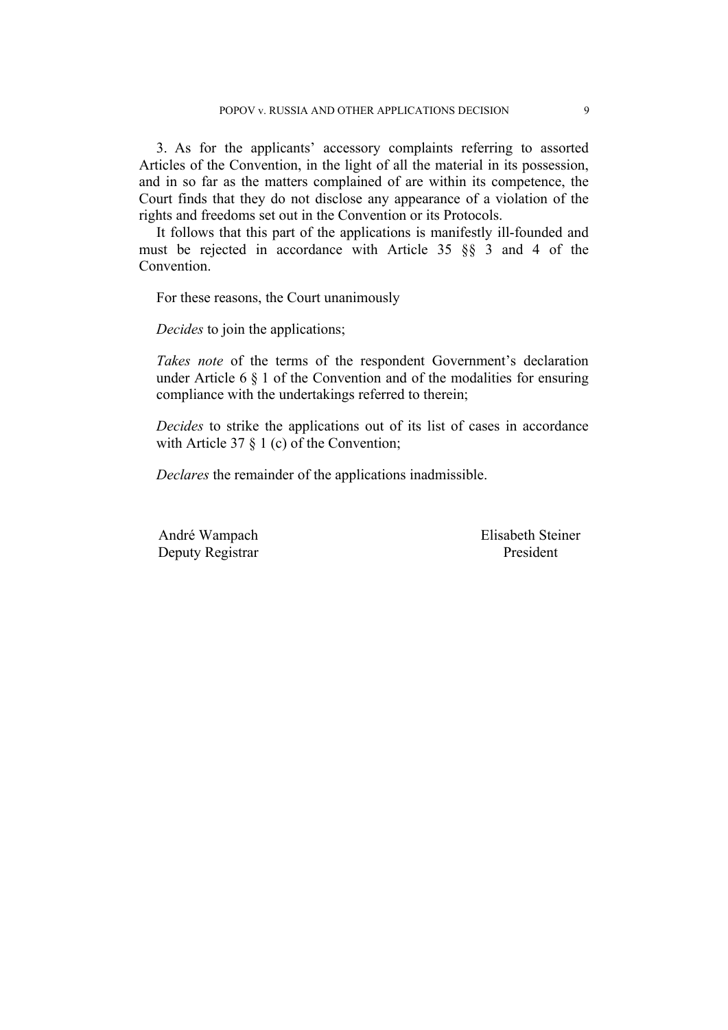3. As for the applicants' accessory complaints referring to assorted Articles of the Convention, in the light of all the material in its possession, and in so far as the matters complained of are within its competence, the Court finds that they do not disclose any appearance of a violation of the rights and freedoms set out in the Convention or its Protocols.

It follows that this part of the applications is manifestly ill-founded and must be rejected in accordance with Article 35 §§ 3 and 4 of the Convention.

For these reasons, the Court unanimously

*Decides* to join the applications;

*Takes note* of the terms of the respondent Government's declaration under Article 6 § 1 of the Convention and of the modalities for ensuring compliance with the undertakings referred to therein;

*Decides* to strike the applications out of its list of cases in accordance with Article 37 § 1 (c) of the Convention;

*Declares* the remainder of the applications inadmissible.

André Wampach
Deputy Registrar

Elisabeth Steiner
President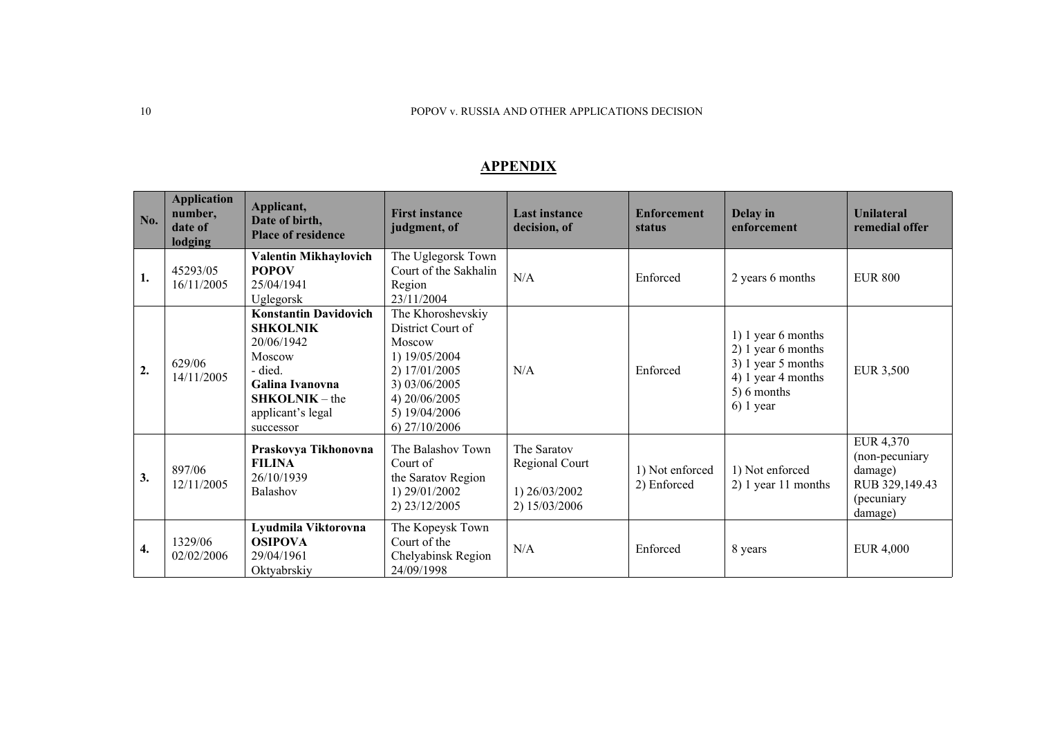## APPENDIX

| No. | Application number, date of lodging | Applicant, Date of birth, Place of residence | First instance judgment, of | Last instance decision, of | Enforcement status | Delay in enforcement | Unilateral remedial offer |
|---|---|---|---|---|---|---|---|
| **1.** | 45293/05 16/11/2005 | **Valentin Mikhaylovich POPOV** 25/04/1941 Uglegorsk | The Uglegorsk Town Court of the Sakhalin Region 23/11/2004 | N/A | Enforced | 2 years 6 months | EUR 800 |
| **2.** | 629/06 14/11/2005 | **Konstantin Davidovich SHKOLNIK** 20/06/1942 Moscow - died. **Galina Ivanovna SHKOLNIK** – the applicant's legal successor | The Khoroshevskiy District Court of Moscow 1) 19/05/2004 2) 17/01/2005 3) 03/06/2005 4) 20/06/2005 5) 19/04/2006 6) 27/10/2006 | N/A | Enforced | 1) 1 year 6 months 2) 1 year 6 months 3) 1 year 5 months 4) 1 year 4 months 5) 6 months 6) 1 year | EUR 3,500 |
| **3.** | 897/06 12/11/2005 | **Praskovya Tikhonovna FILINA** 26/10/1939 Balashov | The Balashov Town Court of the Saratov Region 1) 29/01/2002 2) 23/12/2005 | The Saratov Regional Court 1) 26/03/2002 2) 15/03/2006 | 1) Not enforced 2) Enforced | 1) Not enforced 2) 1 year 11 months | EUR 4,370 (non-pecuniary damage) RUB 329,149.43 (pecuniary damage) |
| **4.** | 1329/06 02/02/2006 | **Lyudmila Viktorovna OSIPOVA** 29/04/1961 Oktyabrskiy | The Kopeysk Town Court of the Chelyabinsk Region 24/09/1998 | N/A | Enforced | 8 years | EUR 4,000 |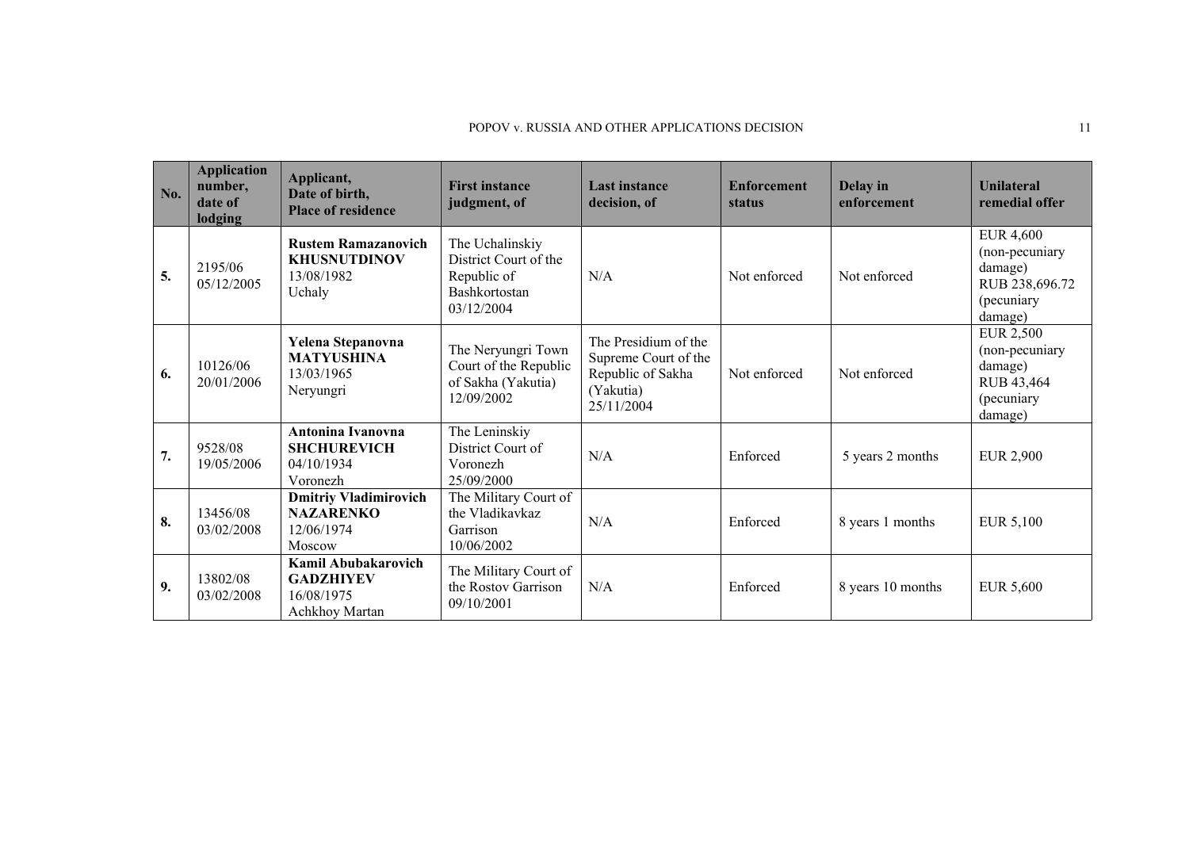| No. | Application number, date of lodging | Applicant, Date of birth, Place of residence | First instance judgment, of | Last instance decision, of | Enforcement status | Delay in enforcement | Unilateral remedial offer |
|---|---|---|---|---|---|---|---|
| **5.** | 2195/06 05/12/2005 | **Rustem Ramazanovich KHUSNUTDINOV** 13/08/1982 Uchaly | The Uchalinskiy District Court of the Republic of Bashkortostan 03/12/2004 | N/A | Not enforced | Not enforced | EUR 4,600 (non-pecuniary damage) RUB 238,696.72 (pecuniary damage) |
| **6.** | 10126/06 20/01/2006 | **Yelena Stepanovna MATYUSHINA** 13/03/1965 Neryungri | The Neryungri Town Court of the Republic of Sakha (Yakutia) 12/09/2002 | The Presidium of the Supreme Court of the Republic of Sakha (Yakutia) 25/11/2004 | Not enforced | Not enforced | EUR 2,500 (non-pecuniary damage) RUB 43,464 (pecuniary damage) |
| **7.** | 9528/08 19/05/2006 | **Antonina Ivanovna SHCHUREVICH** 04/10/1934 Voronezh | The Leninskiy District Court of Voronezh 25/09/2000 | N/A | Enforced | 5 years 2 months | EUR 2,900 |
| **8.** | 13456/08 03/02/2008 | **Dmitriy Vladimirovich NAZARENKO** 12/06/1974 Moscow | The Military Court of the Vladikavkaz Garrison 10/06/2002 | N/A | Enforced | 8 years 1 months | EUR 5,100 |
| **9.** | 13802/08 03/02/2008 | **Kamil Abubakarovich GADZHIYEV** 16/08/1975 Achkhoy Martan | The Military Court of the Rostov Garrison 09/10/2001 | N/A | Enforced | 8 years 10 months | EUR 5,600 |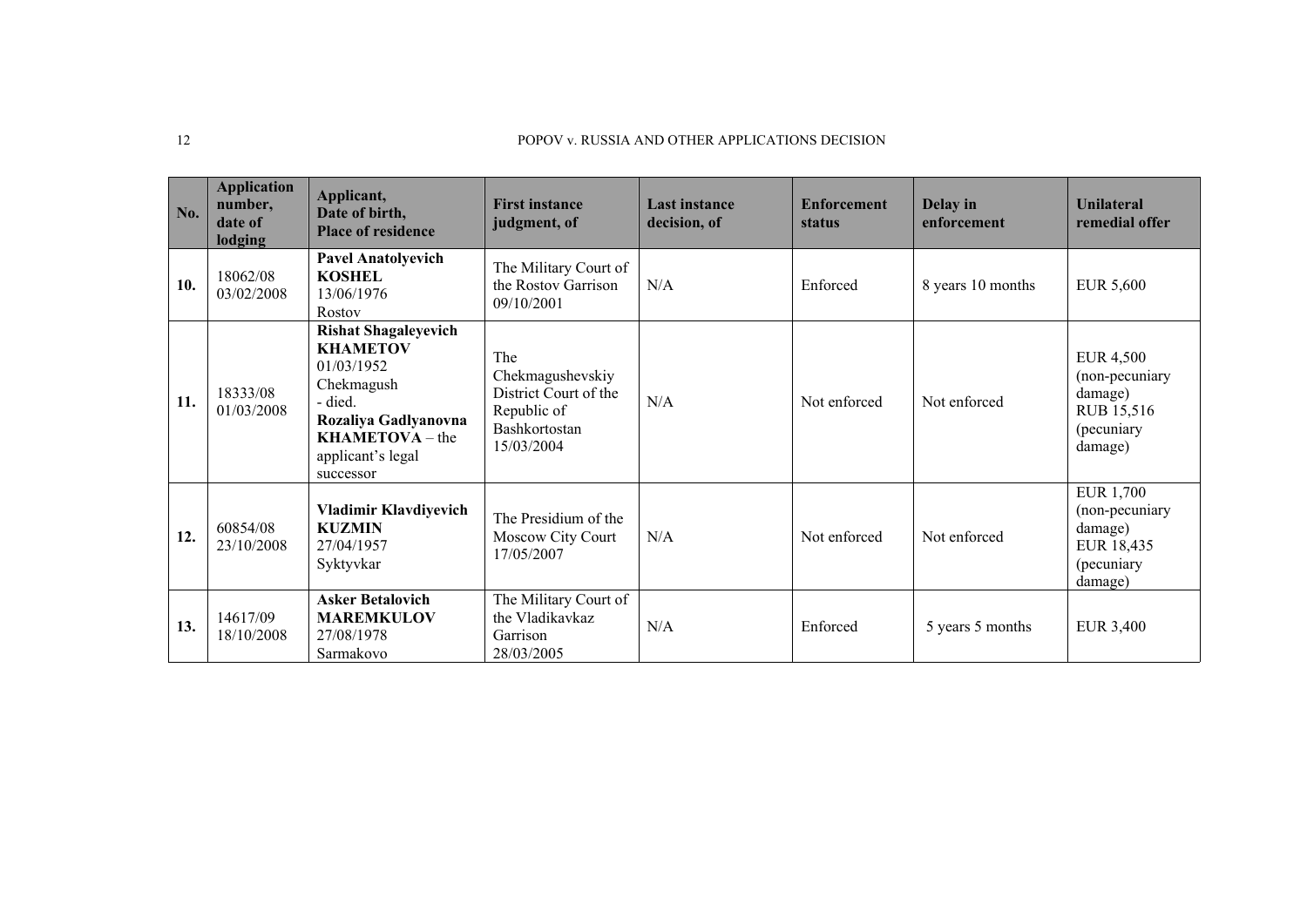| No. | Application number, date of lodging | Applicant, Date of birth, Place of residence | First instance judgment, of | Last instance decision, of | Enforcement status | Delay in enforcement | Unilateral remedial offer |
|---|---|---|---|---|---|---|---|
| **10.** | 18062/08 03/02/2008 | **Pavel Anatolyevich KOSHEL** 13/06/1976 Rostov | The Military Court of the Rostov Garrison 09/10/2001 | N/A | Enforced | 8 years 10 months | EUR 5,600 |
| **11.** | 18333/08 01/03/2008 | **Rishat Shagaleyevich KHAMETOV** 01/03/1952 Chekmagush - died. **Rozaliya Gadlyanovna KHAMETOVA** – the applicant's legal successor | The Chekmagushevskiy District Court of the Republic of Bashkortostan 15/03/2004 | N/A | Not enforced | Not enforced | EUR 4,500 (non-pecuniary damage) RUB 15,516 (pecuniary damage) |
| **12.** | 60854/08 23/10/2008 | **Vladimir Klavdiyevich KUZMIN** 27/04/1957 Syktyvkar | The Presidium of the Moscow City Court 17/05/2007 | N/A | Not enforced | Not enforced | EUR 1,700 (non-pecuniary damage) EUR 18,435 (pecuniary damage) |
| **13.** | 14617/09 18/10/2008 | **Asker Betalovich MAREMKULOV** 27/08/1978 Sarmakovo | The Military Court of the Vladikavkaz Garrison 28/03/2005 | N/A | Enforced | 5 years 5 months | EUR 3,400 |